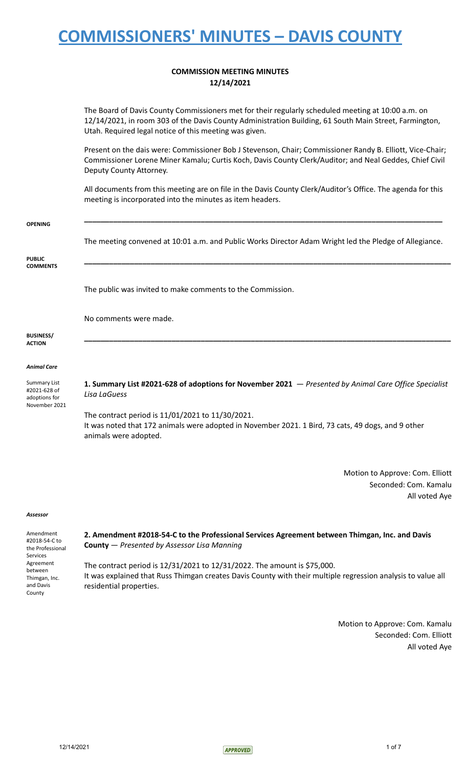# COMMISSIONERS' MINUTES – DAVIS COUNTY

**COMMISSION MEETING MINUTES**
**12/14/2021**

The Board of Davis County Commissioners met for their regularly scheduled meeting at 10:00 a.m. on 12/14/2021, in room 303 of the Davis County Administration Building, 61 South Main Street, Farmington, Utah. Required legal notice of this meeting was given.

Present on the dais were: Commissioner Bob J Stevenson, Chair; Commissioner Randy B. Elliott, Vice-Chair; Commissioner Lorene Miner Kamalu; Curtis Koch, Davis County Clerk/Auditor; and Neal Geddes, Chief Civil Deputy County Attorney.

All documents from this meeting are on file in the Davis County Clerk/Auditor's Office. The agenda for this meeting is incorporated into the minutes as item headers.

**OPENING**

The meeting convened at 10:01 a.m. and Public Works Director Adam Wright led the Pledge of Allegiance.

**PUBLIC COMMENTS**

The public was invited to make comments to the Commission.

No comments were made.

**BUSINESS/ ACTION**

*Animal Care*

Summary List #2021-628 of adoptions for November 2021

**1. Summary List #2021-628 of adoptions for November 2021** — *Presented by Animal Care Office Specialist Lisa LaGuess*

The contract period is 11/01/2021 to 11/30/2021.
It was noted that 172 animals were adopted in November 2021. 1 Bird, 73 cats, 49 dogs, and 9 other animals were adopted.

Motion to Approve: Com. Elliott
Seconded: Com. Kamalu
All voted Aye

*Assessor*

Amendment #2018-54-C to the Professional Services Agreement between Thimgan, Inc. and Davis County

**2. Amendment #2018-54-C to the Professional Services Agreement between Thimgan, Inc. and Davis County** — *Presented by Assessor Lisa Manning*

The contract period is 12/31/2021 to 12/31/2022. The amount is $75,000.
It was explained that Russ Thimgan creates Davis County with their multiple regression analysis to value all residential properties.

Motion to Approve: Com. Kamalu
Seconded: Com. Elliott
All voted Aye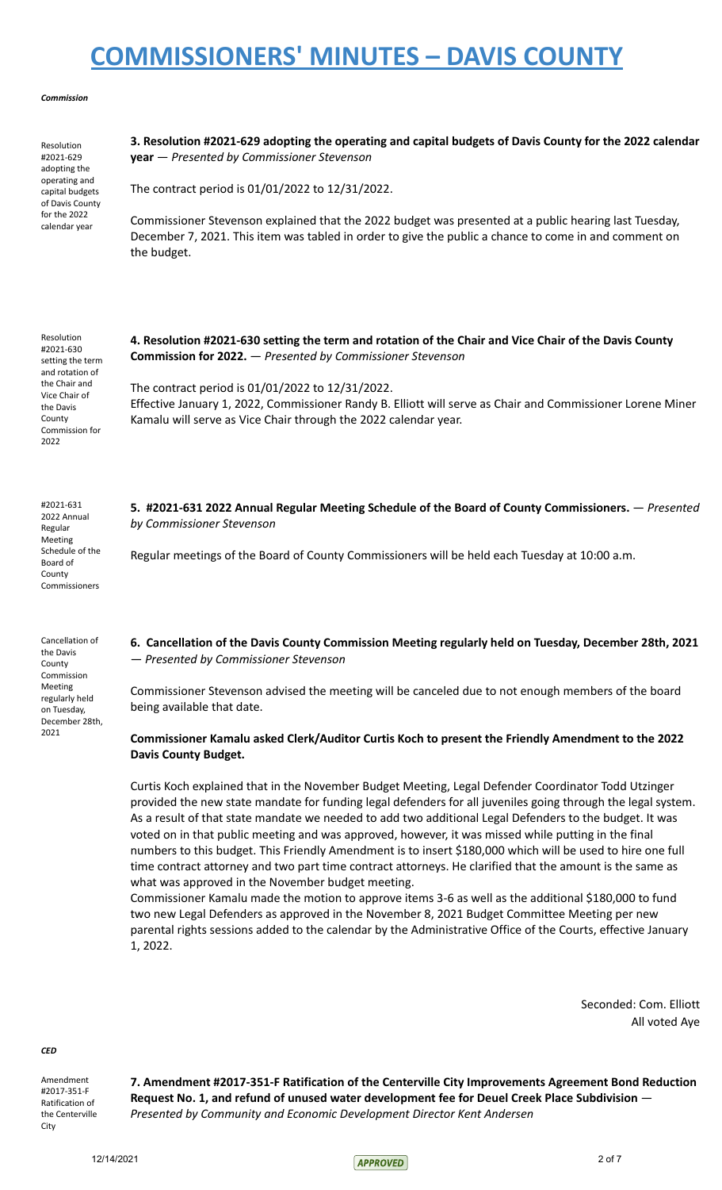# COMMISSIONERS' MINUTES – DAVIS COUNTY

***Commission***

Resolution #2021-629 adopting the operating and capital budgets of Davis County for the 2022 calendar year

**3. Resolution #2021-629 adopting the operating and capital budgets of Davis County for the 2022 calendar year** — *Presented by Commissioner Stevenson*

The contract period is 01/01/2022 to 12/31/2022.

Commissioner Stevenson explained that the 2022 budget was presented at a public hearing last Tuesday, December 7, 2021. This item was tabled in order to give the public a chance to come in and comment on the budget.

Resolution #2021-630 setting the term and rotation of the Chair and Vice Chair of the Davis County Commission for 2022

**4. Resolution #2021-630 setting the term and rotation of the Chair and Vice Chair of the Davis County Commission for 2022.** — *Presented by Commissioner Stevenson*

The contract period is 01/01/2022 to 12/31/2022.
Effective January 1, 2022, Commissioner Randy B. Elliott will serve as Chair and Commissioner Lorene Miner Kamalu will serve as Vice Chair through the 2022 calendar year.

#2021-631 2022 Annual Regular Meeting Schedule of the Board of County Commissioners

**5. #2021-631 2022 Annual Regular Meeting Schedule of the Board of County Commissioners.** — *Presented by Commissioner Stevenson*

Regular meetings of the Board of County Commissioners will be held each Tuesday at 10:00 a.m.

Cancellation of the Davis County Commission Meeting regularly held on Tuesday, December 28th, 2021

**6. Cancellation of the Davis County Commission Meeting regularly held on Tuesday, December 28th, 2021** — *Presented by Commissioner Stevenson*

Commissioner Stevenson advised the meeting will be canceled due to not enough members of the board being available that date.

**Commissioner Kamalu asked Clerk/Auditor Curtis Koch to present the Friendly Amendment to the 2022 Davis County Budget.**

Curtis Koch explained that in the November Budget Meeting, Legal Defender Coordinator Todd Utzinger provided the new state mandate for funding legal defenders for all juveniles going through the legal system. As a result of that state mandate we needed to add two additional Legal Defenders to the budget. It was voted on in that public meeting and was approved, however, it was missed while putting in the final numbers to this budget. This Friendly Amendment is to insert $180,000 which will be used to hire one full time contract attorney and two part time contract attorneys. He clarified that the amount is the same as what was approved in the November budget meeting.
Commissioner Kamalu made the motion to approve items 3-6 as well as the additional $180,000 to fund two new Legal Defenders as approved in the November 8, 2021 Budget Committee Meeting per new parental rights sessions added to the calendar by the Administrative Office of the Courts, effective January 1, 2022.

Seconded: Com. Elliott
All voted Aye

***CED***

Amendment #2017-351-F Ratification of the Centerville City

**7. Amendment #2017-351-F Ratification of the Centerville City Improvements Agreement Bond Reduction Request No. 1, and refund of unused water development fee for Deuel Creek Place Subdivision** — *Presented by Community and Economic Development Director Kent Andersen*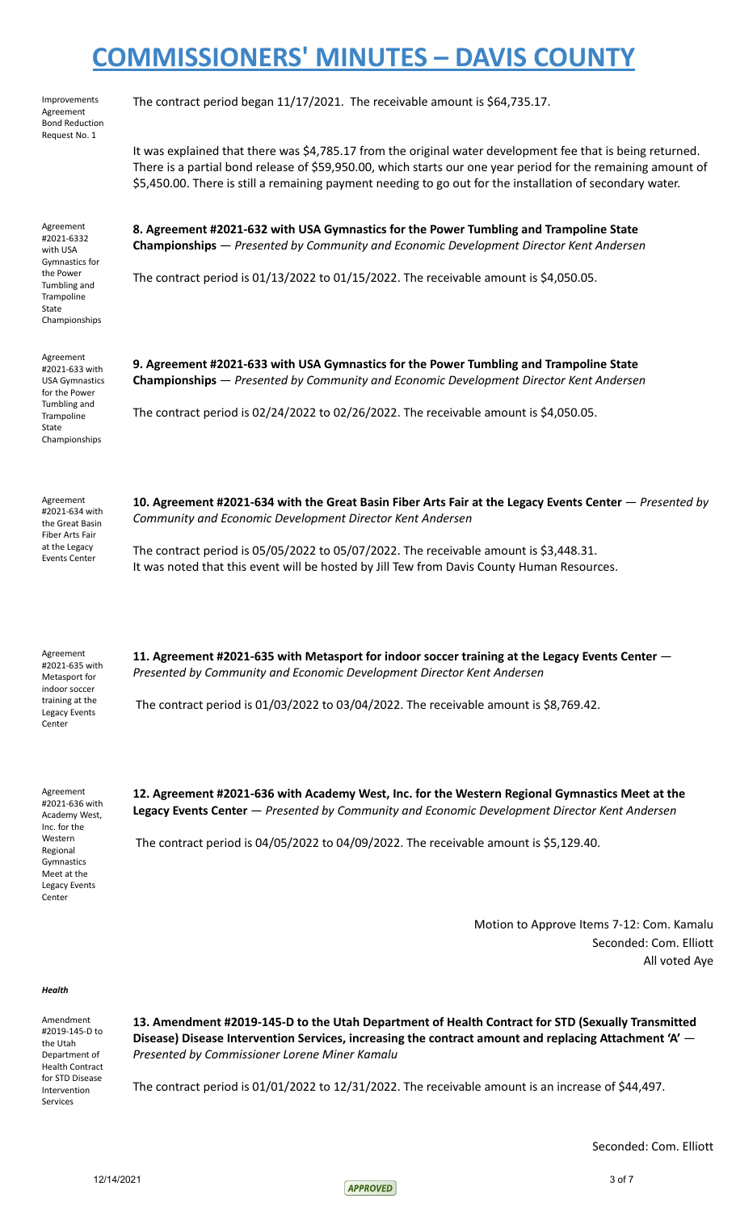Improvements Agreement Bond Reduction Request No. 1

The contract period began 11/17/2021. The receivable amount is $64,735.17.

It was explained that there was $4,785.17 from the original water development fee that is being returned. There is a partial bond release of $59,950.00, which starts our one year period for the remaining amount of $5,450.00. There is still a remaining payment needing to go out for the installation of secondary water.

Agreement #2021-6332 with USA Gymnastics for the Power Tumbling and Trampoline State Championships

**8. Agreement #2021-632 with USA Gymnastics for the Power Tumbling and Trampoline State Championships** — *Presented by Community and Economic Development Director Kent Andersen*

The contract period is 01/13/2022 to 01/15/2022. The receivable amount is $4,050.05.

Agreement #2021-633 with USA Gymnastics for the Power Tumbling and Trampoline State Championships

**9. Agreement #2021-633 with USA Gymnastics for the Power Tumbling and Trampoline State Championships** — *Presented by Community and Economic Development Director Kent Andersen*

The contract period is 02/24/2022 to 02/26/2022. The receivable amount is $4,050.05.

Agreement #2021-634 with the Great Basin Fiber Arts Fair at the Legacy Events Center

**10. Agreement #2021-634 with the Great Basin Fiber Arts Fair at the Legacy Events Center** — *Presented by Community and Economic Development Director Kent Andersen*

The contract period is 05/05/2022 to 05/07/2022. The receivable amount is $3,448.31.
It was noted that this event will be hosted by Jill Tew from Davis County Human Resources.

Agreement #2021-635 with Metasport for indoor soccer training at the Legacy Events Center

**11. Agreement #2021-635 with Metasport for indoor soccer training at the Legacy Events Center** — *Presented by Community and Economic Development Director Kent Andersen*

The contract period is 01/03/2022 to 03/04/2022. The receivable amount is $8,769.42.

Agreement #2021-636 with Academy West, Inc. for the Western Regional Gymnastics Meet at the Legacy Events Center

**12. Agreement #2021-636 with Academy West, Inc. for the Western Regional Gymnastics Meet at the Legacy Events Center** — *Presented by Community and Economic Development Director Kent Andersen*

The contract period is 04/05/2022 to 04/09/2022. The receivable amount is $5,129.40.

Motion to Approve Items 7-12: Com. Kamalu
Seconded: Com. Elliott
All voted Aye

***Health***

Amendment #2019-145-D to the Utah Department of Health Contract for STD Disease Intervention Services

**13. Amendment #2019-145-D to the Utah Department of Health Contract for STD (Sexually Transmitted Disease) Disease Intervention Services, increasing the contract amount and replacing Attachment 'A'** — *Presented by Commissioner Lorene Miner Kamalu*

The contract period is 01/01/2022 to 12/31/2022. The receivable amount is an increase of $44,497.

Seconded: Com. Elliott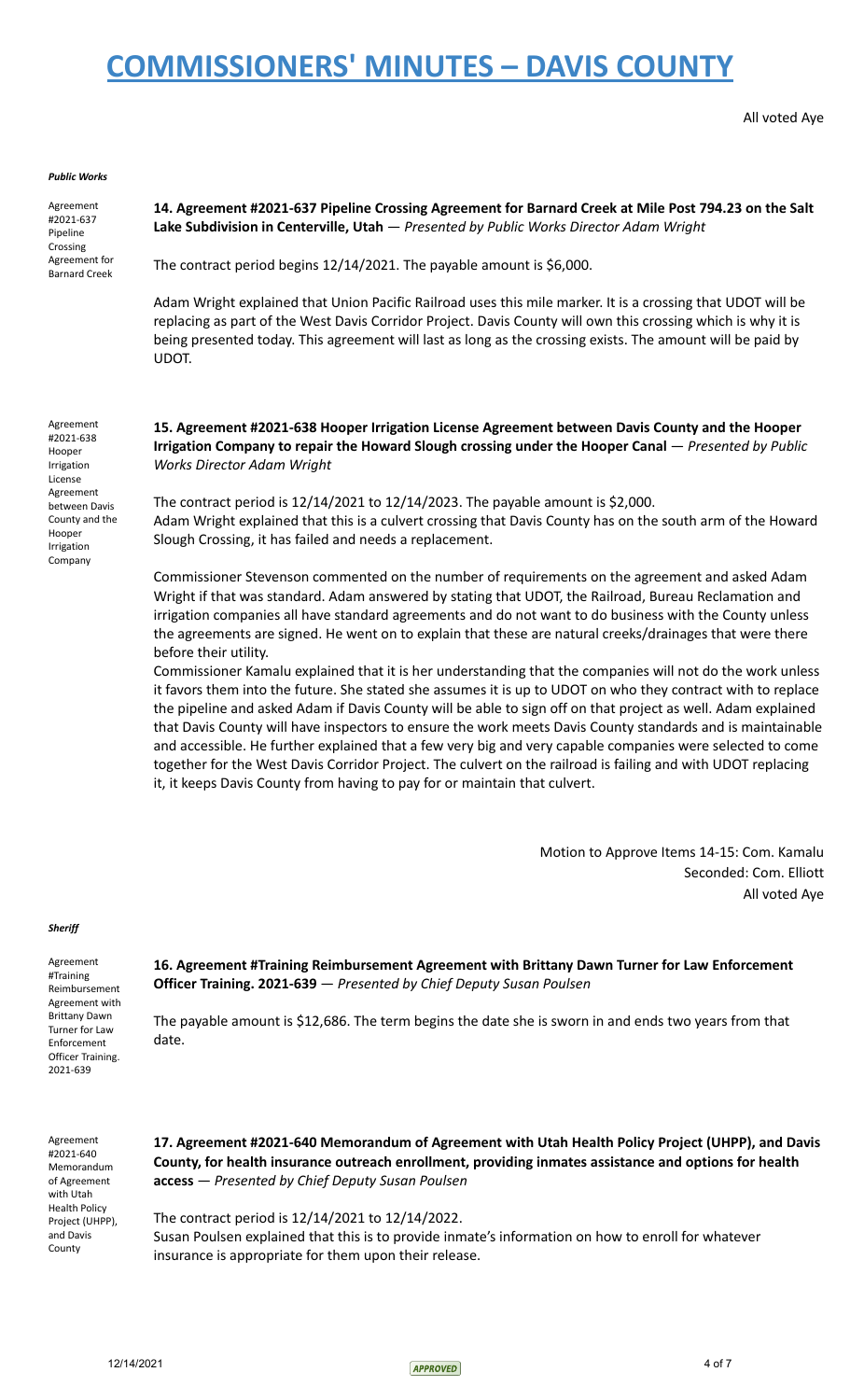All voted Aye

***Public Works***

Agreement #2021-637 Pipeline Crossing Agreement for Barnard Creek

**14. Agreement #2021-637 Pipeline Crossing Agreement for Barnard Creek at Mile Post 794.23 on the Salt Lake Subdivision in Centerville, Utah** — *Presented by Public Works Director Adam Wright*

The contract period begins 12/14/2021. The payable amount is $6,000.

Adam Wright explained that Union Pacific Railroad uses this mile marker. It is a crossing that UDOT will be replacing as part of the West Davis Corridor Project. Davis County will own this crossing which is why it is being presented today. This agreement will last as long as the crossing exists. The amount will be paid by UDOT.

Agreement #2021-638 Hooper Irrigation License Agreement between Davis County and the Hooper Irrigation Company

**15. Agreement #2021-638 Hooper Irrigation License Agreement between Davis County and the Hooper Irrigation Company to repair the Howard Slough crossing under the Hooper Canal** — *Presented by Public Works Director Adam Wright*

The contract period is 12/14/2021 to 12/14/2023. The payable amount is $2,000.
Adam Wright explained that this is a culvert crossing that Davis County has on the south arm of the Howard Slough Crossing, it has failed and needs a replacement.

Commissioner Stevenson commented on the number of requirements on the agreement and asked Adam Wright if that was standard. Adam answered by stating that UDOT, the Railroad, Bureau Reclamation and irrigation companies all have standard agreements and do not want to do business with the County unless the agreements are signed. He went on to explain that these are natural creeks/drainages that were there before their utility.
Commissioner Kamalu explained that it is her understanding that the companies will not do the work unless it favors them into the future. She stated she assumes it is up to UDOT on who they contract with to replace the pipeline and asked Adam if Davis County will be able to sign off on that project as well. Adam explained that Davis County will have inspectors to ensure the work meets Davis County standards and is maintainable and accessible. He further explained that a few very big and very capable companies were selected to come together for the West Davis Corridor Project. The culvert on the railroad is failing and with UDOT replacing it, it keeps Davis County from having to pay for or maintain that culvert.

Motion to Approve Items 14-15: Com. Kamalu
Seconded: Com. Elliott
All voted Aye

***Sheriff***

Agreement #Training Reimbursement Agreement with Brittany Dawn Turner for Law Enforcement Officer Training. 2021-639

**16. Agreement #Training Reimbursement Agreement with Brittany Dawn Turner for Law Enforcement Officer Training. 2021-639** — *Presented by Chief Deputy Susan Poulsen*

The payable amount is $12,686. The term begins the date she is sworn in and ends two years from that date.

Agreement #2021-640 Memorandum of Agreement with Utah Health Policy Project (UHPP), and Davis County

**17. Agreement #2021-640 Memorandum of Agreement with Utah Health Policy Project (UHPP), and Davis County, for health insurance outreach enrollment, providing inmates assistance and options for health access** — *Presented by Chief Deputy Susan Poulsen*

The contract period is 12/14/2021 to 12/14/2022.
Susan Poulsen explained that this is to provide inmate's information on how to enroll for whatever insurance is appropriate for them upon their release.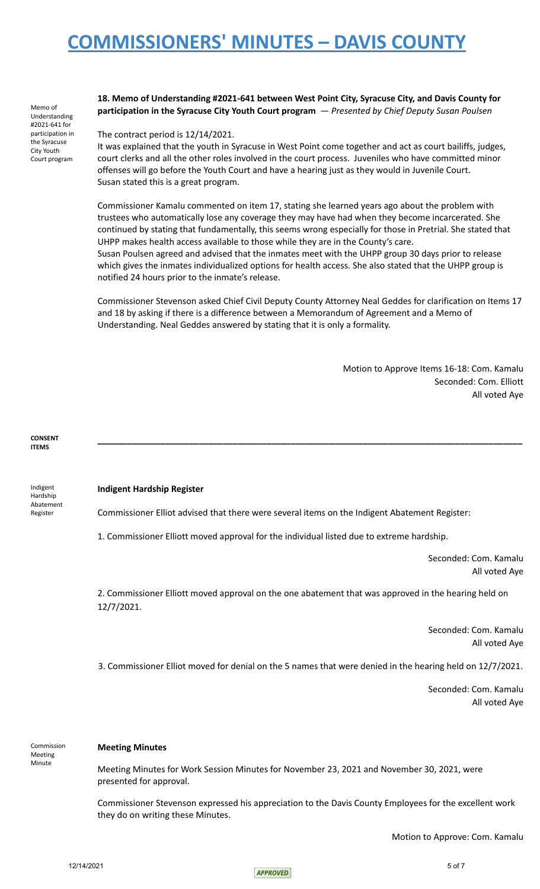# COMMISSIONERS' MINUTES – DAVIS COUNTY

Memo of Understanding #2021-641 for participation in the Syracuse City Youth Court program

**18. Memo of Understanding #2021-641 between West Point City, Syracuse City, and Davis County for participation in the Syracuse City Youth Court program** — *Presented by Chief Deputy Susan Poulsen*

The contract period is 12/14/2021.

It was explained that the youth in Syracuse in West Point come together and act as court bailiffs, judges, court clerks and all the other roles involved in the court process. Juveniles who have committed minor offenses will go before the Youth Court and have a hearing just as they would in Juvenile Court. Susan stated this is a great program.

Commissioner Kamalu commented on item 17, stating she learned years ago about the problem with trustees who automatically lose any coverage they may have had when they become incarcerated. She continued by stating that fundamentally, this seems wrong especially for those in Pretrial. She stated that UHPP makes health access available to those while they are in the County's care.

Susan Poulsen agreed and advised that the inmates meet with the UHPP group 30 days prior to release which gives the inmates individualized options for health access. She also stated that the UHPP group is notified 24 hours prior to the inmate's release.

Commissioner Stevenson asked Chief Civil Deputy County Attorney Neal Geddes for clarification on Items 17 and 18 by asking if there is a difference between a Memorandum of Agreement and a Memo of Understanding. Neal Geddes answered by stating that it is only a formality.

Motion to Approve Items 16-18: Com. Kamalu
Seconded: Com. Elliott
All voted Aye

**CONSENT ITEMS**

---

Indigent Hardship Abatement Register

**Indigent Hardship Register**

Commissioner Elliot advised that there were several items on the Indigent Abatement Register:

1. Commissioner Elliott moved approval for the individual listed due to extreme hardship.

Seconded: Com. Kamalu
All voted Aye

2. Commissioner Elliott moved approval on the one abatement that was approved in the hearing held on 12/7/2021.

Seconded: Com. Kamalu
All voted Aye

3. Commissioner Elliot moved for denial on the 5 names that were denied in the hearing held on 12/7/2021.

Seconded: Com. Kamalu
All voted Aye

Commission Meeting Minute

**Meeting Minutes**

Meeting Minutes for Work Session Minutes for November 23, 2021 and November 30, 2021, were presented for approval.

Commissioner Stevenson expressed his appreciation to the Davis County Employees for the excellent work they do on writing these Minutes.

Motion to Approve: Com. Kamalu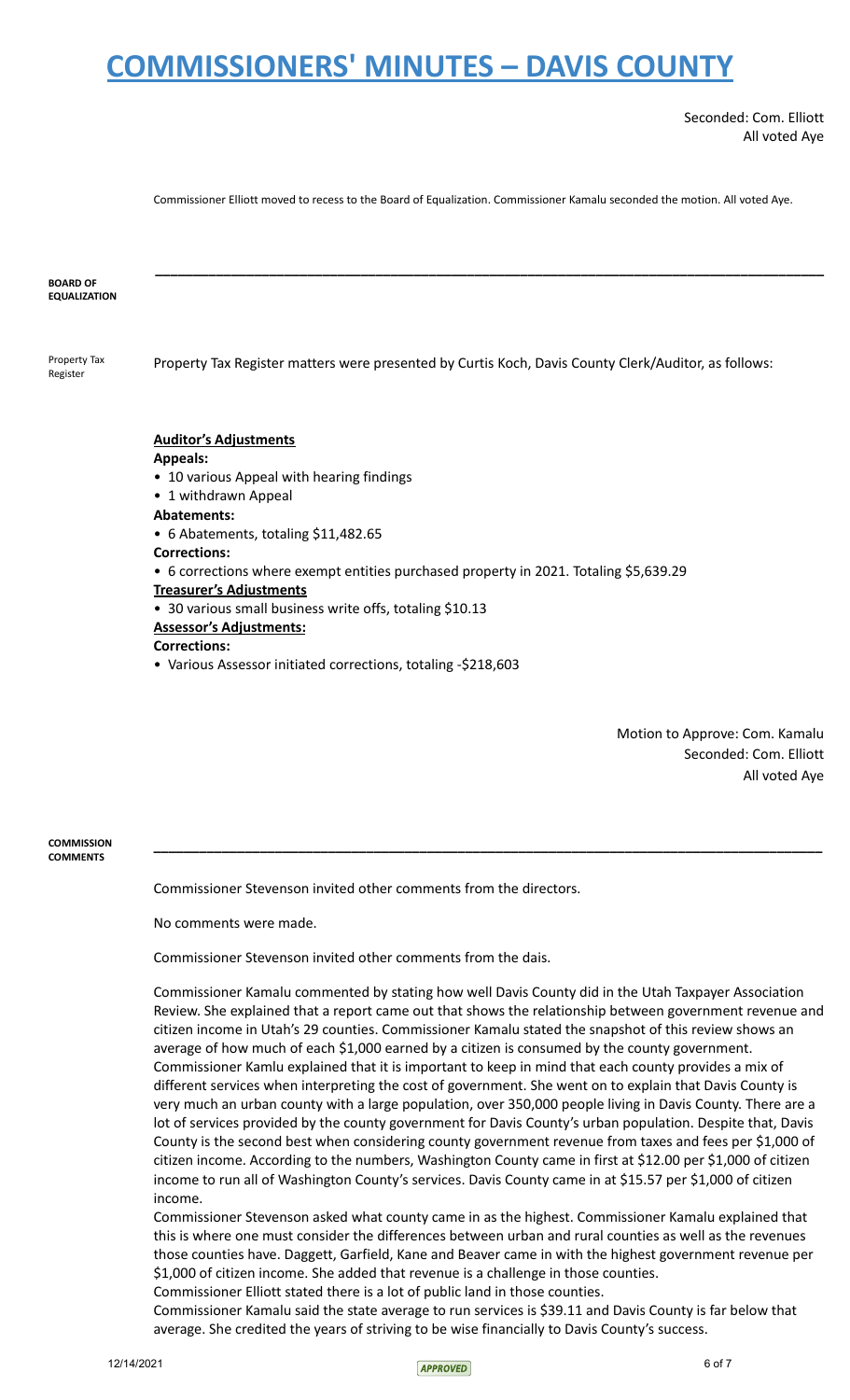Seconded: Com. Elliott
All voted Aye

Commissioner Elliott moved to recess to the Board of Equalization. Commissioner Kamalu seconded the motion. All voted Aye.

---

**BOARD OF EQUALIZATION**

Property Tax Register

Property Tax Register matters were presented by Curtis Koch, Davis County Clerk/Auditor, as follows:

**Auditor's Adjustments**

**Appeals:**

- 10 various Appeal with hearing findings
- 1 withdrawn Appeal

**Abatements:**

- 6 Abatements, totaling $11,482.65

**Corrections:**

- 6 corrections where exempt entities purchased property in 2021. Totaling $5,639.29

**Treasurer's Adjustments**

- 30 various small business write offs, totaling $10.13

**Assessor's Adjustments:**

**Corrections:**

- Various Assessor initiated corrections, totaling -$218,603

Motion to Approve: Com. Kamalu
Seconded: Com. Elliott
All voted Aye

---

**COMMISSION COMMENTS**

Commissioner Stevenson invited other comments from the directors.

No comments were made.

Commissioner Stevenson invited other comments from the dais.

Commissioner Kamalu commented by stating how well Davis County did in the Utah Taxpayer Association Review. She explained that a report came out that shows the relationship between government revenue and citizen income in Utah's 29 counties. Commissioner Kamalu stated the snapshot of this review shows an average of how much of each $1,000 earned by a citizen is consumed by the county government. Commissioner Kamlu explained that it is important to keep in mind that each county provides a mix of different services when interpreting the cost of government. She went on to explain that Davis County is very much an urban county with a large population, over 350,000 people living in Davis County. There are a lot of services provided by the county government for Davis County's urban population. Despite that, Davis County is the second best when considering county government revenue from taxes and fees per $1,000 of citizen income. According to the numbers, Washington County came in first at $12.00 per $1,000 of citizen income to run all of Washington County's services. Davis County came in at $15.57 per $1,000 of citizen income.

Commissioner Stevenson asked what county came in as the highest. Commissioner Kamalu explained that this is where one must consider the differences between urban and rural counties as well as the revenues those counties have. Daggett, Garfield, Kane and Beaver came in with the highest government revenue per $1,000 of citizen income. She added that revenue is a challenge in those counties.

Commissioner Elliott stated there is a lot of public land in those counties.

Commissioner Kamalu said the state average to run services is $39.11 and Davis County is far below that average. She credited the years of striving to be wise financially to Davis County's success.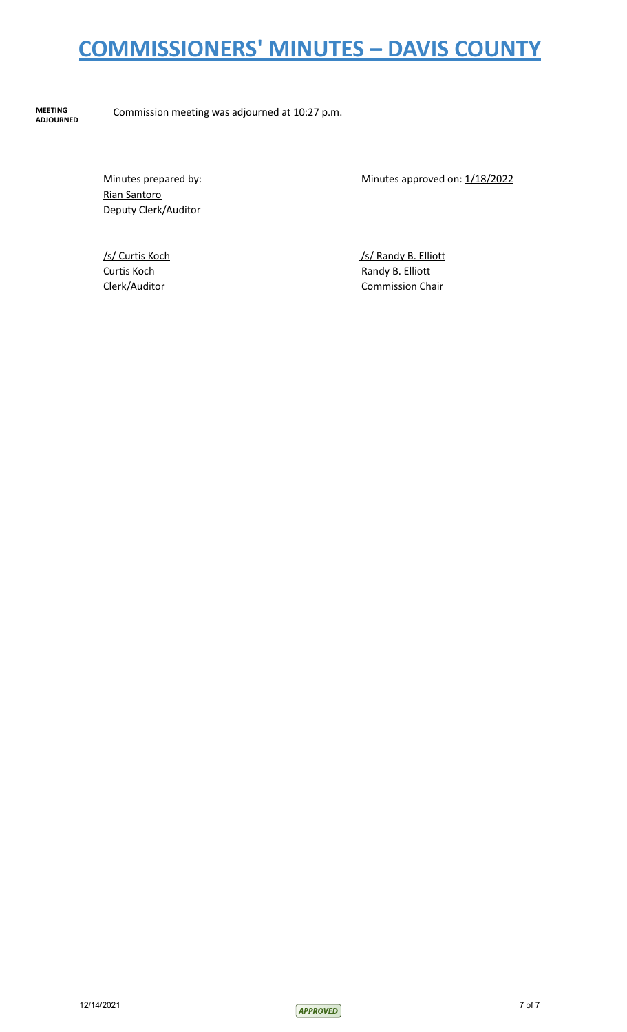# COMMISSIONERS' MINUTES – DAVIS COUNTY

**MEETING ADJOURNED** Commission meeting was adjourned at 10:27 p.m.

Minutes prepared by: Rian Santoro
Deputy Clerk/Auditor

Minutes approved on: 1/18/2022

/s/ Curtis Koch
Curtis Koch
Clerk/Auditor

/s/ Randy B. Elliott
Randy B. Elliott
Commission Chair